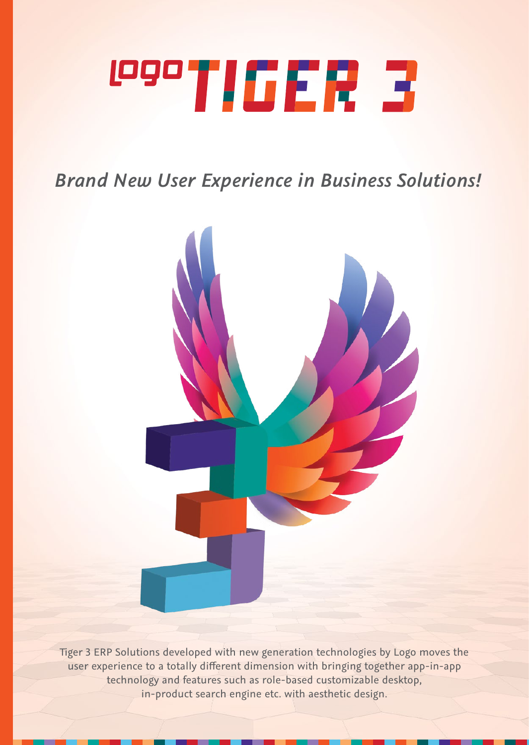# logo TIGER 3

*Brand New User Experience in Business Solutions!*

Tiger 3 ERP Solutions developed with new generation technologies by Logo moves the user experience to a totally different dimension with bringing together app-in-app technology and features such as role-based customizable desktop, in-product search engine etc. with aesthetic design.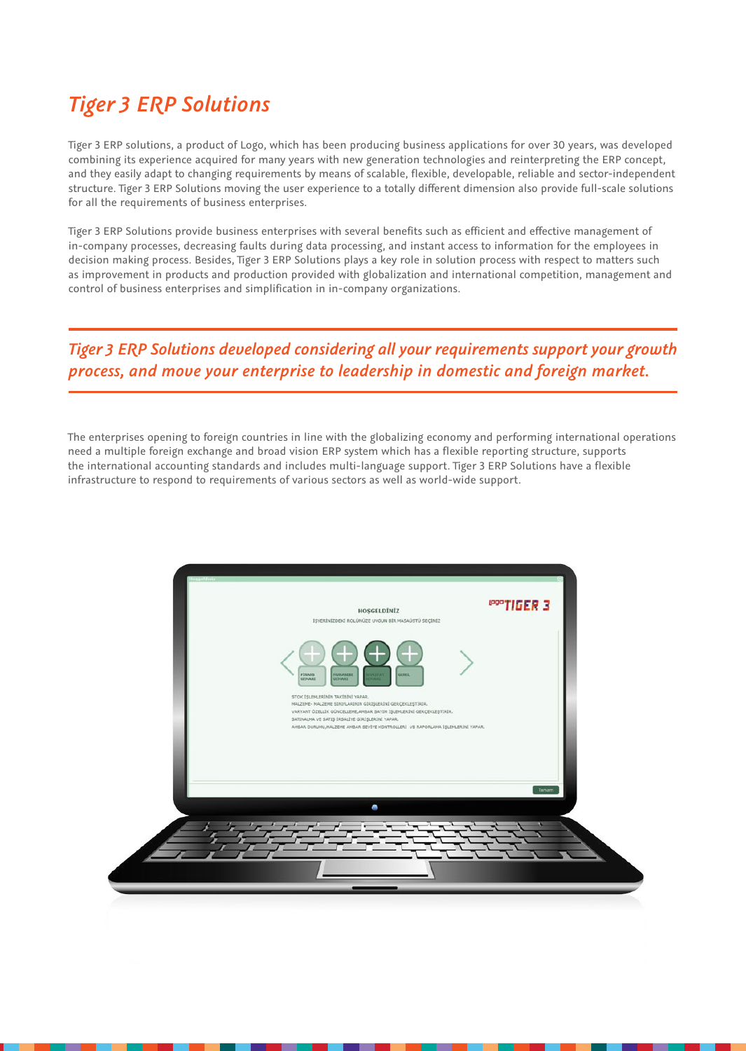# Tiger 3 ERP Solutions

Tiger 3 ERP solutions, a product of Logo, which has been producing business applications for over 30 years, was developed combining its experience acquired for many years with new generation technologies and reinterpreting the ERP concept, and they easily adapt to changing requirements by means of scalable, flexible, developable, reliable and sector-independent structure. Tiger 3 ERP Solutions moving the user experience to a totally different dimension also provide full-scale solutions for all the requirements of business enterprises.

Tiger 3 ERP Solutions provide business enterprises with several benefits such as efficient and effective management of in-company processes, decreasing faults during data processing, and instant access to information for the employees in decision making process. Besides, Tiger 3 ERP Solutions plays a key role in solution process with respect to matters such as improvement in products and production provided with globalization and international competition, management and control of business enterprises and simplification in in-company organizations.

*Tiger 3 ERP Solutions developed considering all your requirements support your growth process, and move your enterprise to leadership in domestic and foreign market.*

The enterprises opening to foreign countries in line with the globalizing economy and performing international operations need a multiple foreign exchange and broad vision ERP system which has a flexible reporting structure, supports the international accounting standards and includes multi-language support. Tiger 3 ERP Solutions have a flexible infrastructure to respond to requirements of various sectors as well as world-wide support.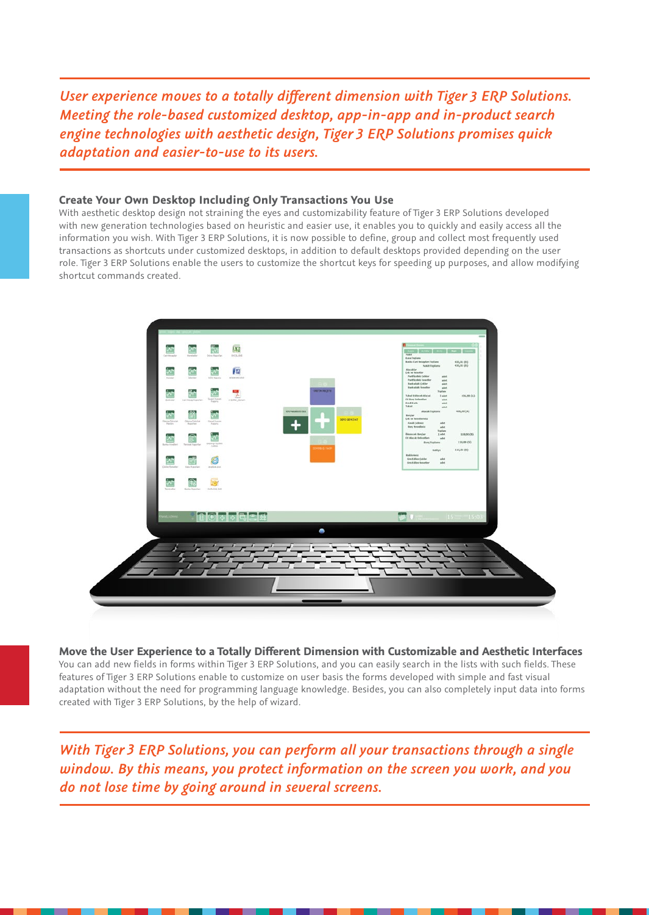*User experience moves to a totally different dimension with Tiger 3 ERP Solutions. Meeting the role-based customized desktop, app-in-app and in-product search engine technologies with aesthetic design, Tiger 3 ERP Solutions promises quick adaptation and easier-to-use to its users.*

## Create Your Own Desktop Including Only Transactions You Use

With aesthetic desktop design not straining the eyes and customizability feature of Tiger 3 ERP Solutions developed with new generation technologies based on heuristic and easier use, it enables you to quickly and easily access all the information you wish. With Tiger 3 ERP Solutions, it is now possible to define, group and collect most frequently used transactions as shortcuts under customized desktops, in addition to default desktops provided depending on the user role. Tiger 3 ERP Solutions enable the users to customize the shortcut keys for speeding up purposes, and allow modifying shortcut commands created.

## Move the User Experience to a Totally Different Dimension with Customizable and Aesthetic Interfaces

You can add new fields in forms within Tiger 3 ERP Solutions, and you can easily search in the lists with such fields. These features of Tiger 3 ERP Solutions enable to customize on user basis the forms developed with simple and fast visual adaptation without the need for programming language knowledge. Besides, you can also completely input data into forms created with Tiger 3 ERP Solutions, by the help of wizard.

*With Tiger 3 ERP Solutions, you can perform all your transactions through a single window. By this means, you protect information on the screen you work, and you do not lose time by going around in several screens.*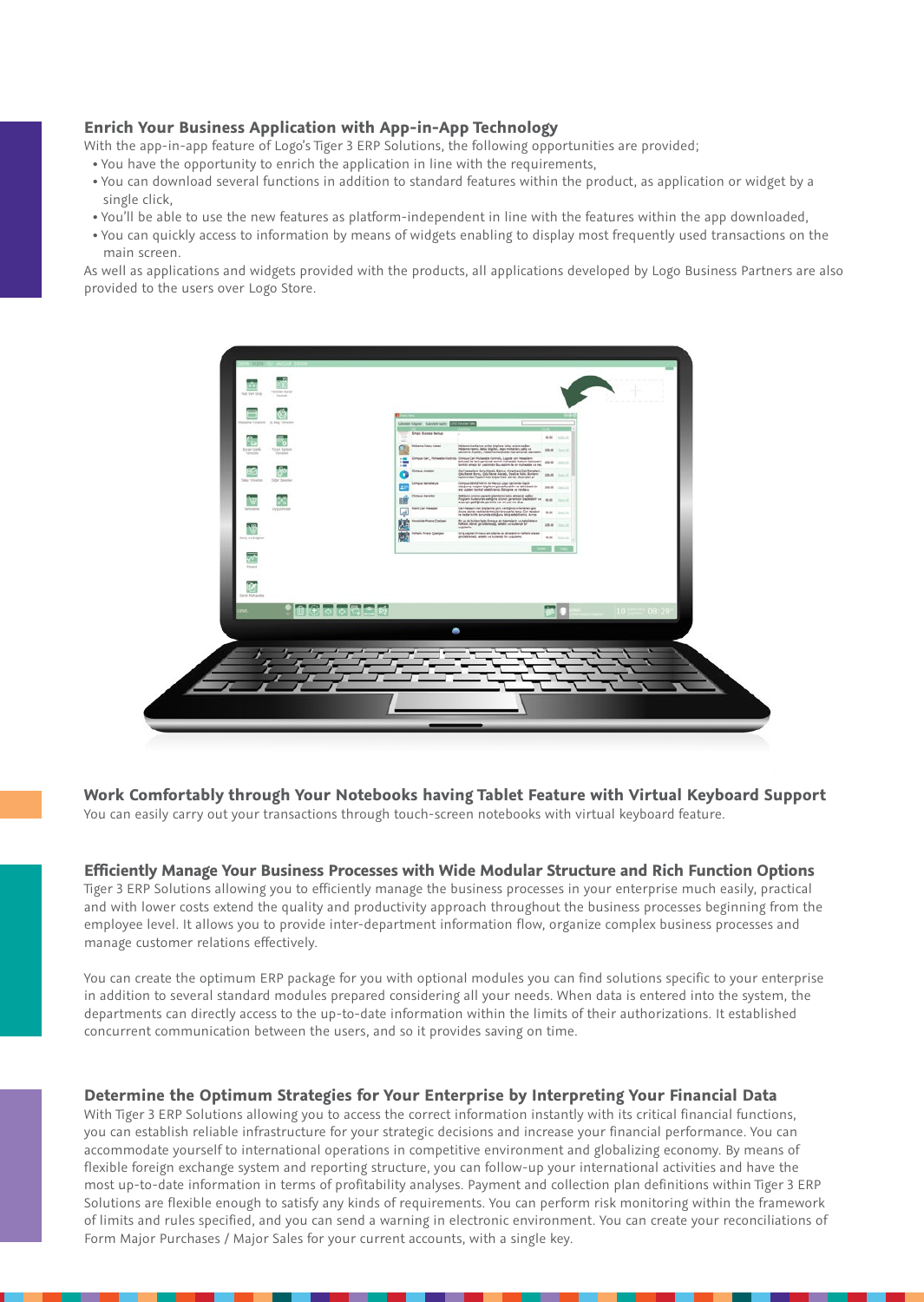## Enrich Your Business Application with App-in-App Technology

With the app-in-app feature of Logo's Tiger 3 ERP Solutions, the following opportunities are provided;

- You have the opportunity to enrich the application in line with the requirements,
- You can download several functions in addition to standard features within the product, as application or widget by a single click,
- You'll be able to use the new features as platform-independent in line with the features within the app downloaded,
- You can quickly access to information by means of widgets enabling to display most frequently used transactions on the main screen.

As well as applications and widgets provided with the products, all applications developed by Logo Business Partners are also provided to the users over Logo Store.

## Work Comfortably through Your Notebooks having Tablet Feature with Virtual Keyboard Support

You can easily carry out your transactions through touch-screen notebooks with virtual keyboard feature.

## Efficiently Manage Your Business Processes with Wide Modular Structure and Rich Function Options

Tiger 3 ERP Solutions allowing you to efficiently manage the business processes in your enterprise much easily, practical and with lower costs extend the quality and productivity approach throughout the business processes beginning from the employee level. It allows you to provide inter-department information flow, organize complex business processes and manage customer relations effectively.

You can create the optimum ERP package for you with optional modules you can find solutions specific to your enterprise in addition to several standard modules prepared considering all your needs. When data is entered into the system, the departments can directly access to the up-to-date information within the limits of their authorizations. It established concurrent communication between the users, and so it provides saving on time.

## Determine the Optimum Strategies for Your Enterprise by Interpreting Your Financial Data

With Tiger 3 ERP Solutions allowing you to access the correct information instantly with its critical financial functions, you can establish reliable infrastructure for your strategic decisions and increase your financial performance. You can accommodate yourself to international operations in competitive environment and globalizing economy. By means of flexible foreign exchange system and reporting structure, you can follow-up your international activities and have the most up-to-date information in terms of profitability analyses. Payment and collection plan definitions within Tiger 3 ERP Solutions are flexible enough to satisfy any kinds of requirements. You can perform risk monitoring within the framework of limits and rules specified, and you can send a warning in electronic environment. You can create your reconciliations of Form Major Purchases / Major Sales for your current accounts, with a single key.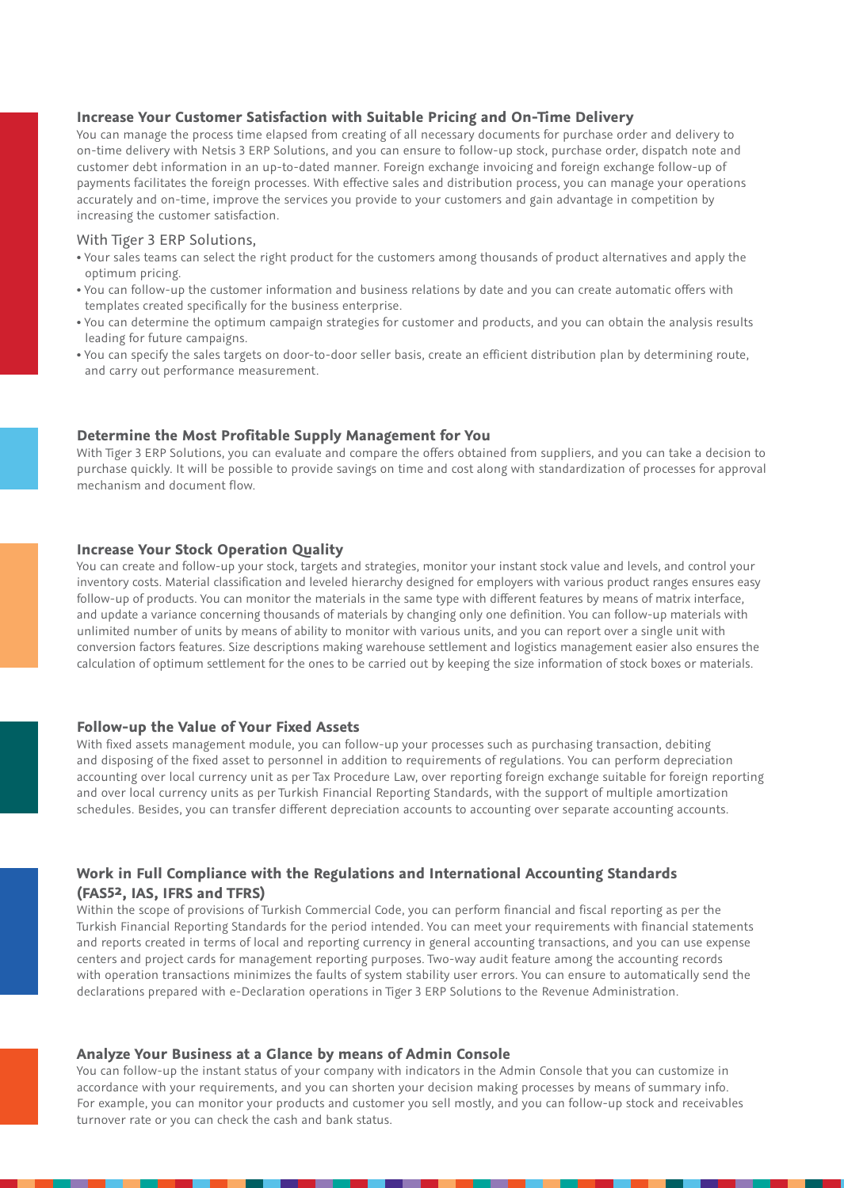## Increase Your Customer Satisfaction with Suitable Pricing and On-Time Delivery

You can manage the process time elapsed from creating of all necessary documents for purchase order and delivery to on-time delivery with Netsis 3 ERP Solutions, and you can ensure to follow-up stock, purchase order, dispatch note and customer debt information in an up-to-dated manner. Foreign exchange invoicing and foreign exchange follow-up of payments facilitates the foreign processes. With effective sales and distribution process, you can manage your operations accurately and on-time, improve the services you provide to your customers and gain advantage in competition by increasing the customer satisfaction.

With Tiger 3 ERP Solutions,

- Your sales teams can select the right product for the customers among thousands of product alternatives and apply the optimum pricing.
- You can follow-up the customer information and business relations by date and you can create automatic offers with templates created specifically for the business enterprise.
- You can determine the optimum campaign strategies for customer and products, and you can obtain the analysis results leading for future campaigns.
- You can specify the sales targets on door-to-door seller basis, create an efficient distribution plan by determining route, and carry out performance measurement.

## Determine the Most Profitable Supply Management for You

With Tiger 3 ERP Solutions, you can evaluate and compare the offers obtained from suppliers, and you can take a decision to purchase quickly. It will be possible to provide savings on time and cost along with standardization of processes for approval mechanism and document flow.

## Increase Your Stock Operation Quality

You can create and follow-up your stock, targets and strategies, monitor your instant stock value and levels, and control your inventory costs. Material classification and leveled hierarchy designed for employers with various product ranges ensures easy follow-up of products. You can monitor the materials in the same type with different features by means of matrix interface, and update a variance concerning thousands of materials by changing only one definition. You can follow-up materials with unlimited number of units by means of ability to monitor with various units, and you can report over a single unit with conversion factors features. Size descriptions making warehouse settlement and logistics management easier also ensures the calculation of optimum settlement for the ones to be carried out by keeping the size information of stock boxes or materials.

## Follow-up the Value of Your Fixed Assets

With fixed assets management module, you can follow-up your processes such as purchasing transaction, debiting and disposing of the fixed asset to personnel in addition to requirements of regulations. You can perform depreciation accounting over local currency unit as per Tax Procedure Law, over reporting foreign exchange suitable for foreign reporting and over local currency units as per Turkish Financial Reporting Standards, with the support of multiple amortization schedules. Besides, you can transfer different depreciation accounts to accounting over separate accounting accounts.

## Work in Full Compliance with the Regulations and International Accounting Standards (FAS52, IAS, IFRS and TFRS)

Within the scope of provisions of Turkish Commercial Code, you can perform financial and fiscal reporting as per the Turkish Financial Reporting Standards for the period intended. You can meet your requirements with financial statements and reports created in terms of local and reporting currency in general accounting transactions, and you can use expense centers and project cards for management reporting purposes. Two-way audit feature among the accounting records with operation transactions minimizes the faults of system stability user errors. You can ensure to automatically send the declarations prepared with e-Declaration operations in Tiger 3 ERP Solutions to the Revenue Administration.

## Analyze Your Business at a Glance by means of Admin Console

You can follow-up the instant status of your company with indicators in the Admin Console that you can customize in accordance with your requirements, and you can shorten your decision making processes by means of summary info. For example, you can monitor your products and customer you sell mostly, and you can follow-up stock and receivables turnover rate or you can check the cash and bank status.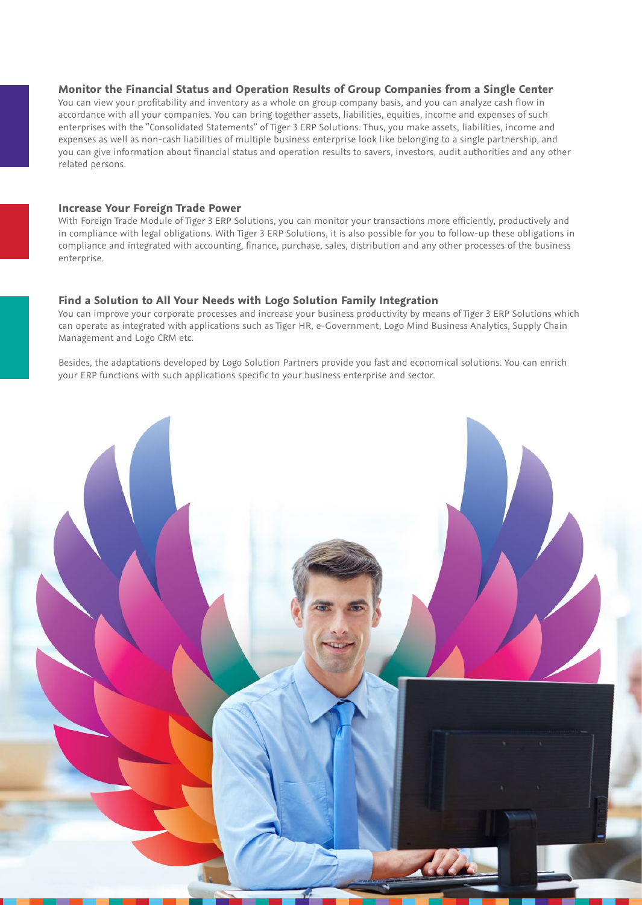### Monitor the Financial Status and Operation Results of Group Companies from a Single Center

You can view your profitability and inventory as a whole on group company basis, and you can analyze cash flow in accordance with all your companies. You can bring together assets, liabilities, equities, income and expenses of such enterprises with the "Consolidated Statements" of Tiger 3 ERP Solutions. Thus, you make assets, liabilities, income and expenses as well as non-cash liabilities of multiple business enterprise look like belonging to a single partnership, and you can give information about financial status and operation results to savers, investors, audit authorities and any other related persons.

### Increase Your Foreign Trade Power

With Foreign Trade Module of Tiger 3 ERP Solutions, you can monitor your transactions more efficiently, productively and in compliance with legal obligations. With Tiger 3 ERP Solutions, it is also possible for you to follow-up these obligations in compliance and integrated with accounting, finance, purchase, sales, distribution and any other processes of the business enterprise.

### Find a Solution to All Your Needs with Logo Solution Family Integration

You can improve your corporate processes and increase your business productivity by means of Tiger 3 ERP Solutions which can operate as integrated with applications such as Tiger HR, e-Government, Logo Mind Business Analytics, Supply Chain Management and Logo CRM etc.

Besides, the adaptations developed by Logo Solution Partners provide you fast and economical solutions. You can enrich your ERP functions with such applications specific to your business enterprise and sector.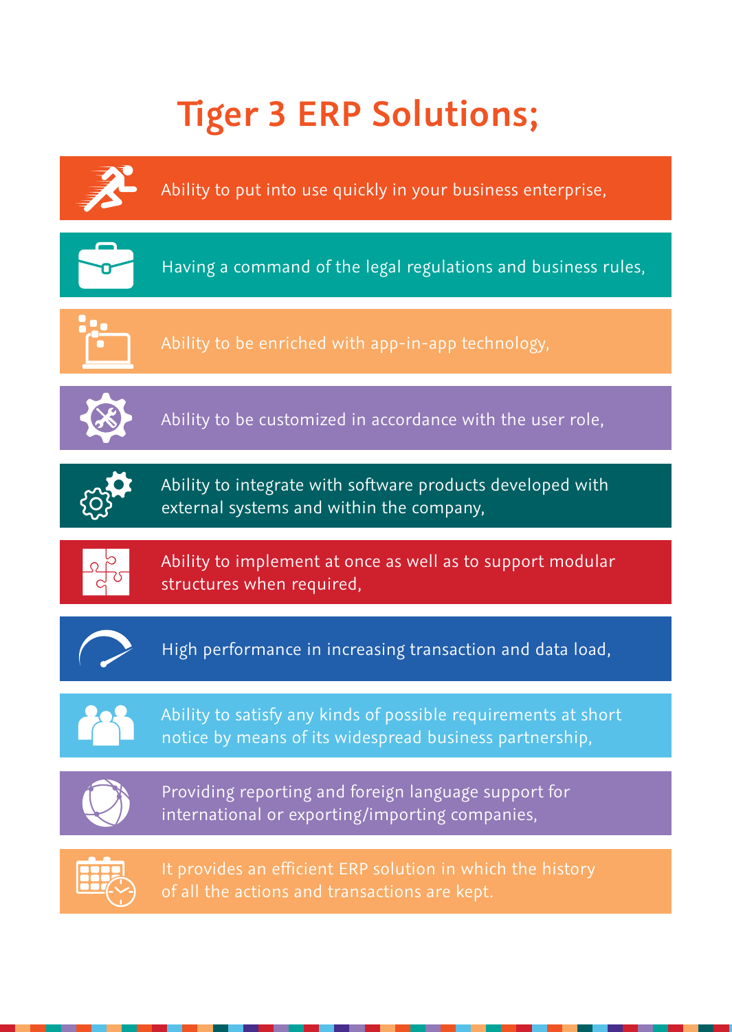# Tiger 3 ERP Solutions;

- Ability to put into use quickly in your business enterprise,
- Having a command of the legal regulations and business rules,
- Ability to be enriched with app-in-app technology,
- Ability to be customized in accordance with the user role,
- Ability to integrate with software products developed with external systems and within the company,
- Ability to implement at once as well as to support modular structures when required,
- High performance in increasing transaction and data load,
- Ability to satisfy any kinds of possible requirements at short notice by means of its widespread business partnership,
- Providing reporting and foreign language support for international or exporting/importing companies,
- It provides an efficient ERP solution in which the history of all the actions and transactions are kept.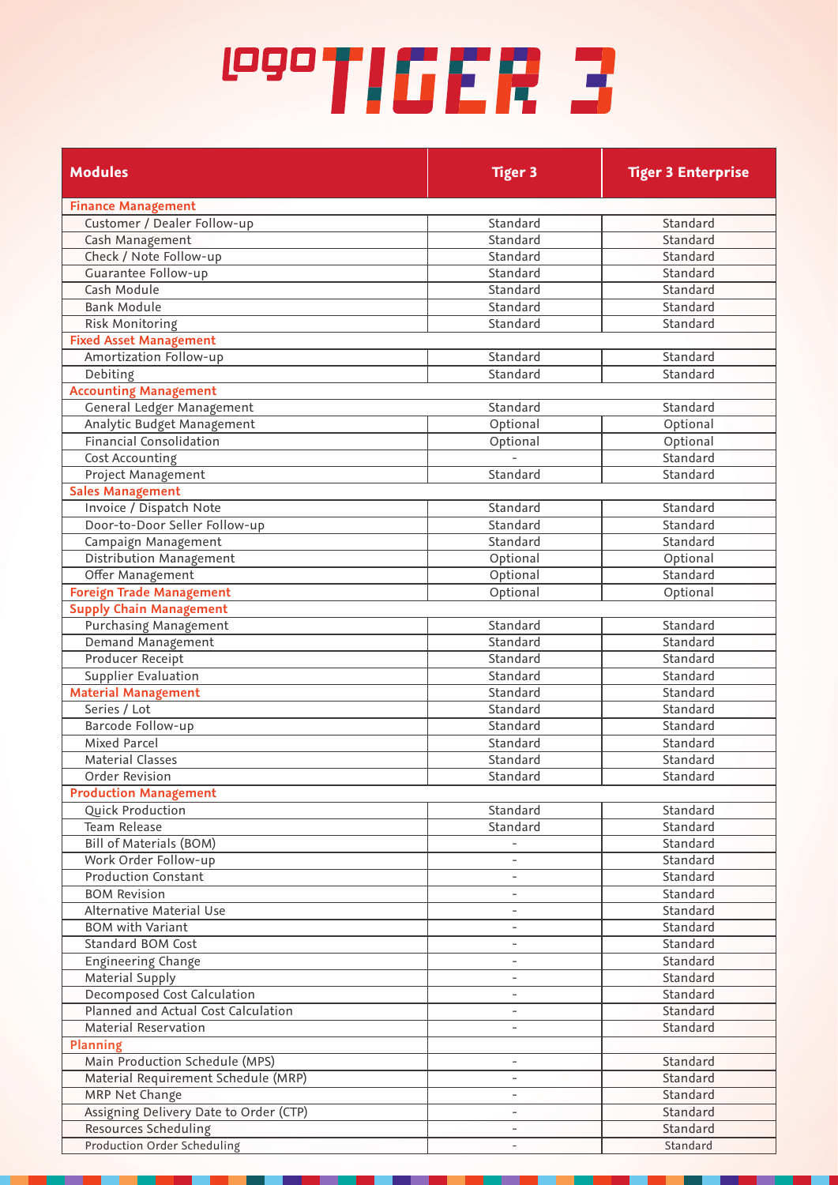# logo TIGER 3

| Modules | Tiger 3 | Tiger 3 Enterprise |
|---|---|---|
| **Finance Management** | | |
| Customer / Dealer Follow-up | Standard | Standard |
| Cash Management | Standard | Standard |
| Check / Note Follow-up | Standard | Standard |
| Guarantee Follow-up | Standard | Standard |
| Cash Module | Standard | Standard |
| Bank Module | Standard | Standard |
| Risk Monitoring | Standard | Standard |
| **Fixed Asset Management** | | |
| Amortization Follow-up | Standard | Standard |
| Debiting | Standard | Standard |
| **Accounting Management** | | |
| General Ledger Management | Standard | Standard |
| Analytic Budget Management | Optional | Optional |
| Financial Consolidation | Optional | Optional |
| Cost Accounting | - | Standard |
| Project Management | Standard | Standard |
| **Sales Management** | | |
| Invoice / Dispatch Note | Standard | Standard |
| Door-to-Door Seller Follow-up | Standard | Standard |
| Campaign Management | Standard | Standard |
| Distribution Management | Optional | Optional |
| Offer Management | Optional | Standard |
| **Foreign Trade Management** | Optional | Optional |
| **Supply Chain Management** | | |
| Purchasing Management | Standard | Standard |
| Demand Management | Standard | Standard |
| Producer Receipt | Standard | Standard |
| Supplier Evaluation | Standard | Standard |
| **Material Management** | Standard | Standard |
| Series / Lot | Standard | Standard |
| Barcode Follow-up | Standard | Standard |
| Mixed Parcel | Standard | Standard |
| Material Classes | Standard | Standard |
| Order Revision | Standard | Standard |
| **Production Management** | | |
| Quick Production | Standard | Standard |
| Team Release | Standard | Standard |
| Bill of Materials (BOM) | - | Standard |
| Work Order Follow-up | - | Standard |
| Production Constant | - | Standard |
| BOM Revision | - | Standard |
| Alternative Material Use | - | Standard |
| BOM with Variant | - | Standard |
| Standard BOM Cost | - | Standard |
| Engineering Change | - | Standard |
| Material Supply | - | Standard |
| Decomposed Cost Calculation | - | Standard |
| Planned and Actual Cost Calculation | - | Standard |
| Material Reservation | - | Standard |
| **Planning** | | |
| Main Production Schedule (MPS) | - | Standard |
| Material Requirement Schedule (MRP) | - | Standard |
| MRP Net Change | - | Standard |
| Assigning Delivery Date to Order (CTP) | - | Standard |
| Resources Scheduling | - | Standard |
| Production Order Scheduling | - | Standard |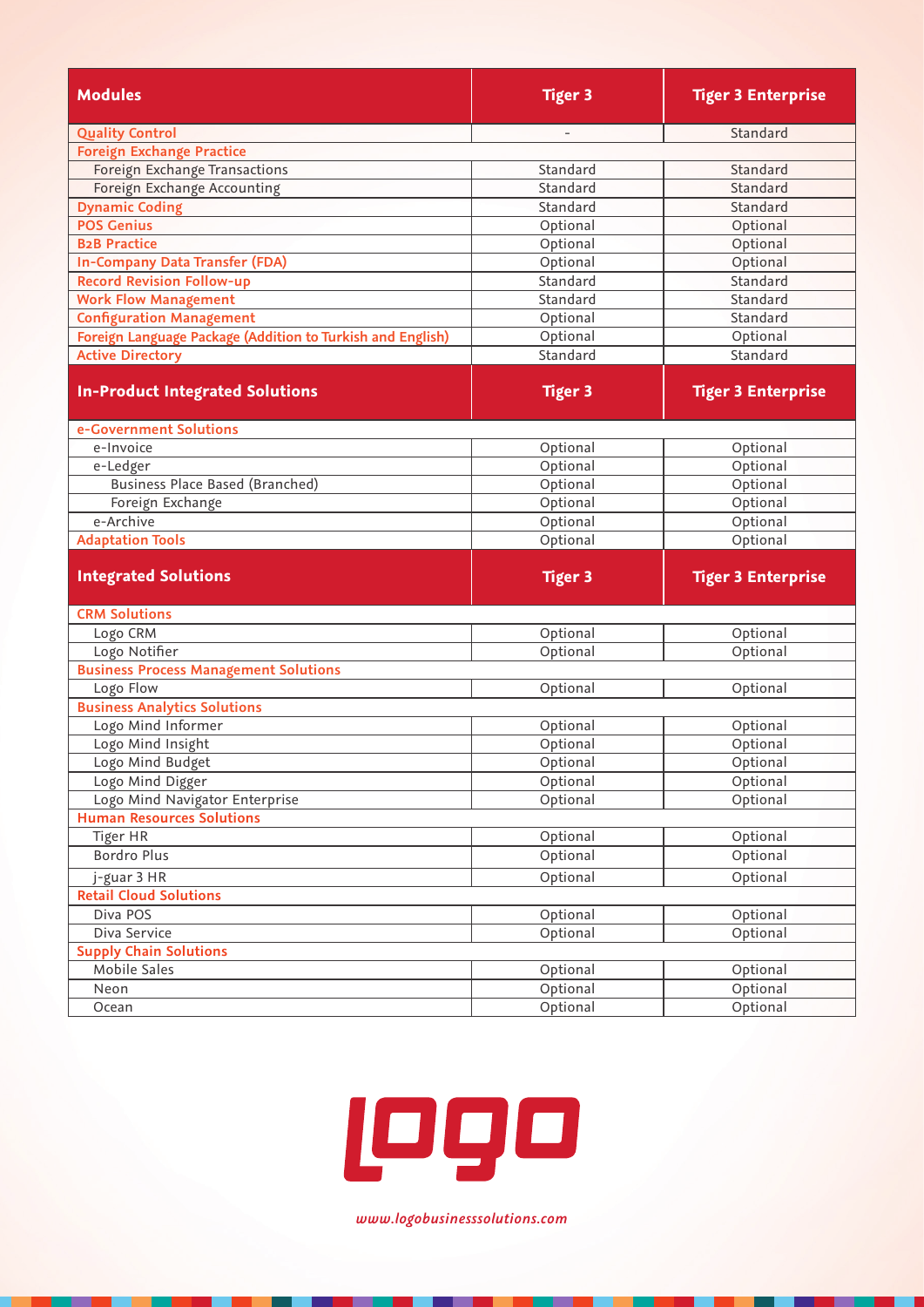| Modules | Tiger 3 | Tiger 3 Enterprise |
|---|---|---|
| **Quality Control** | - | Standard |
| **Foreign Exchange Practice** | | |
| Foreign Exchange Transactions | Standard | Standard |
| Foreign Exchange Accounting | Standard | Standard |
| **Dynamic Coding** | Standard | Standard |
| **POS Genius** | Optional | Optional |
| **B2B Practice** | Optional | Optional |
| **In-Company Data Transfer (FDA)** | Optional | Optional |
| **Record Revision Follow-up** | Standard | Standard |
| **Work Flow Management** | Standard | Standard |
| **Configuration Management** | Optional | Standard |
| **Foreign Language Package (Addition to Turkish and English)** | Optional | Optional |
| **Active Directory** | Standard | Standard |
| **In-Product Integrated Solutions** | **Tiger 3** | **Tiger 3 Enterprise** |
| **e-Government Solutions** | | |
| e-Invoice | Optional | Optional |
| e-Ledger | Optional | Optional |
| Business Place Based (Branched) | Optional | Optional |
| Foreign Exchange | Optional | Optional |
| e-Archive | Optional | Optional |
| **Adaptation Tools** | Optional | Optional |
| **Integrated Solutions** | **Tiger 3** | **Tiger 3 Enterprise** |
| **CRM Solutions** | | |
| Logo CRM | Optional | Optional |
| Logo Notifier | Optional | Optional |
| **Business Process Management Solutions** | | |
| Logo Flow | Optional | Optional |
| **Business Analytics Solutions** | | |
| Logo Mind Informer | Optional | Optional |
| Logo Mind Insight | Optional | Optional |
| Logo Mind Budget | Optional | Optional |
| Logo Mind Digger | Optional | Optional |
| Logo Mind Navigator Enterprise | Optional | Optional |
| **Human Resources Solutions** | | |
| Tiger HR | Optional | Optional |
| Bordro Plus | Optional | Optional |
| j-guar 3 HR | Optional | Optional |
| **Retail Cloud Solutions** | | |
| Diva POS | Optional | Optional |
| Diva Service | Optional | Optional |
| **Supply Chain Solutions** | | |
| Mobile Sales | Optional | Optional |
| Neon | Optional | Optional |
| Ocean | Optional | Optional |

logo

*www.logobusinesssolutions.com*